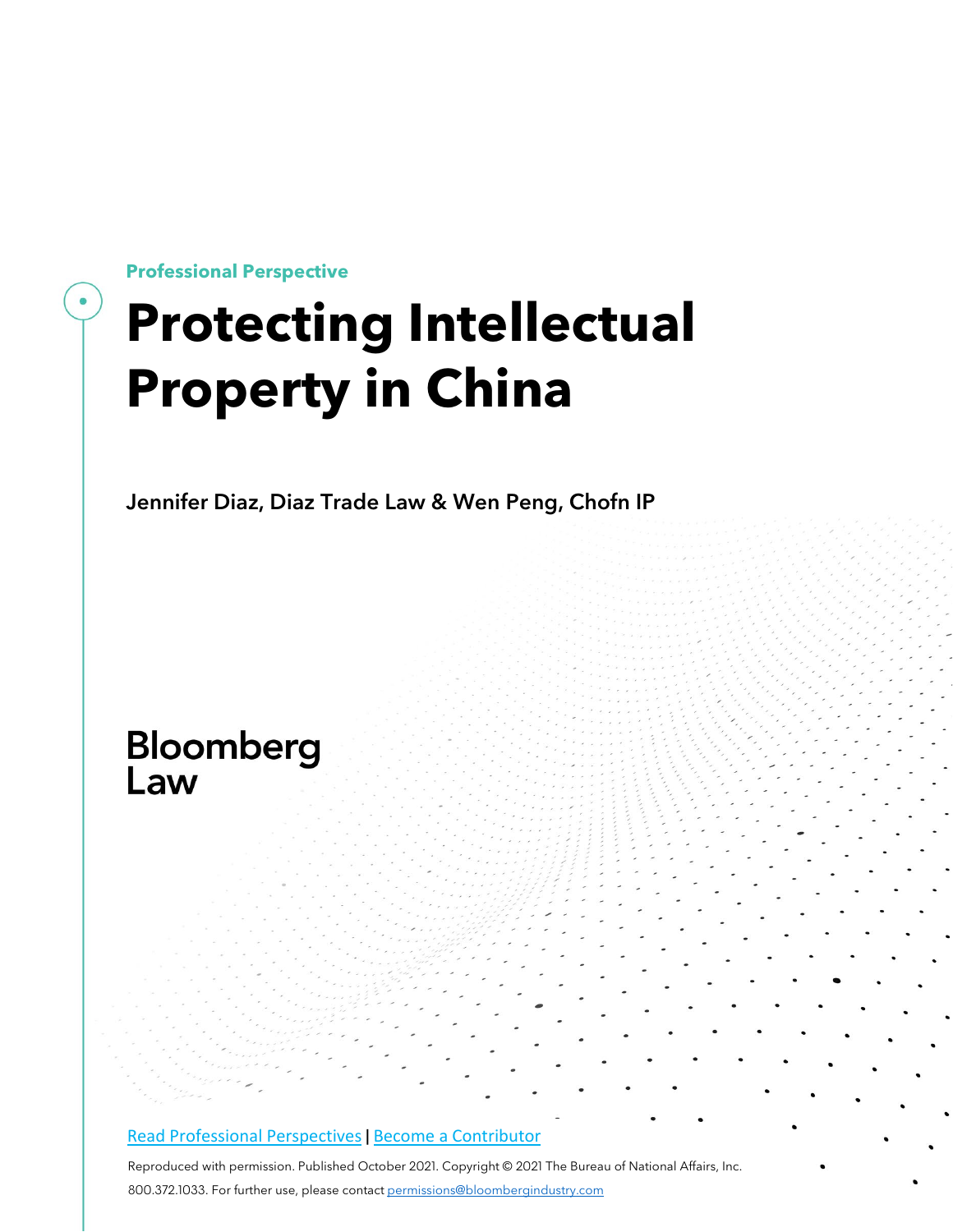**Professional Perspective**

# Protecting Intellectual Property in China

**Jennifer Diaz, Diaz Trade Law & Wen Peng, Chofn IP**

Bloomberg Law

[Read Professional Perspectives](#) | [Become a Contributor](#)

Reproduced with permission. Published October 2021. Copyright © 2021 The Bureau of National Affairs, Inc. 800.372.1033. For further use, please contact [permissions@bloombergindustry.com](mailto:permissions@bloombergindustry.com)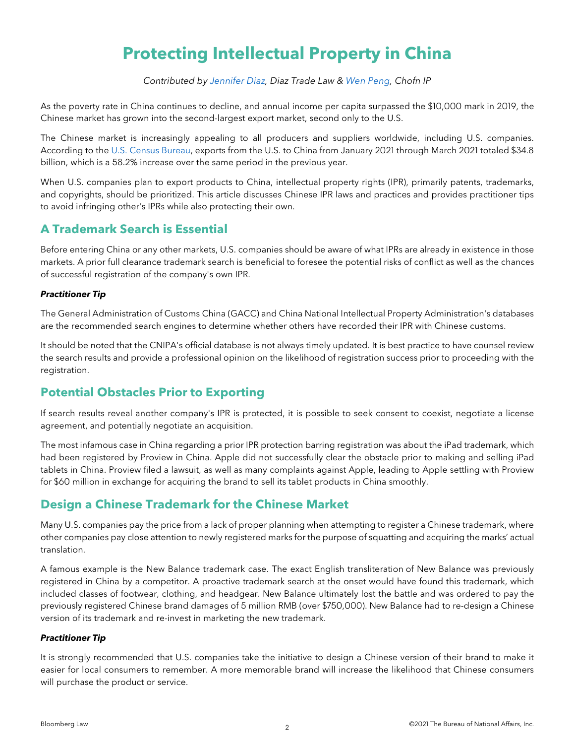# Protecting Intellectual Property in China

*Contributed by Jennifer Diaz, Diaz Trade Law & Wen Peng, Chofn IP*

As the poverty rate in China continues to decline, and annual income per capita surpassed the $10,000 mark in 2019, the Chinese market has grown into the second-largest export market, second only to the U.S.

The Chinese market is increasingly appealing to all producers and suppliers worldwide, including U.S. companies. According to the U.S. Census Bureau, exports from the U.S. to China from January 2021 through March 2021 totaled $34.8 billion, which is a 58.2% increase over the same period in the previous year.

When U.S. companies plan to export products to China, intellectual property rights (IPR), primarily patents, trademarks, and copyrights, should be prioritized. This article discusses Chinese IPR laws and practices and provides practitioner tips to avoid infringing other's IPRs while also protecting their own.

## A Trademark Search is Essential

Before entering China or any other markets, U.S. companies should be aware of what IPRs are already in existence in those markets. A prior full clearance trademark search is beneficial to foresee the potential risks of conflict as well as the chances of successful registration of the company's own IPR.

#### ***Practitioner Tip***

The General Administration of Customs China (GACC) and China National Intellectual Property Administration's databases are the recommended search engines to determine whether others have recorded their IPR with Chinese customs.

It should be noted that the CNIPA's official database is not always timely updated. It is best practice to have counsel review the search results and provide a professional opinion on the likelihood of registration success prior to proceeding with the registration.

## Potential Obstacles Prior to Exporting

If search results reveal another company's IPR is protected, it is possible to seek consent to coexist, negotiate a license agreement, and potentially negotiate an acquisition.

The most infamous case in China regarding a prior IPR protection barring registration was about the iPad trademark, which had been registered by Proview in China. Apple did not successfully clear the obstacle prior to making and selling iPad tablets in China. Proview filed a lawsuit, as well as many complaints against Apple, leading to Apple settling with Proview for $60 million in exchange for acquiring the brand to sell its tablet products in China smoothly.

## Design a Chinese Trademark for the Chinese Market

Many U.S. companies pay the price from a lack of proper planning when attempting to register a Chinese trademark, where other companies pay close attention to newly registered marks for the purpose of squatting and acquiring the marks' actual translation.

A famous example is the New Balance trademark case. The exact English transliteration of New Balance was previously registered in China by a competitor. A proactive trademark search at the onset would have found this trademark, which included classes of footwear, clothing, and headgear. New Balance ultimately lost the battle and was ordered to pay the previously registered Chinese brand damages of 5 million RMB (over $750,000). New Balance had to re-design a Chinese version of its trademark and re-invest in marketing the new trademark.

#### ***Practitioner Tip***

It is strongly recommended that U.S. companies take the initiative to design a Chinese version of their brand to make it easier for local consumers to remember. A more memorable brand will increase the likelihood that Chinese consumers will purchase the product or service.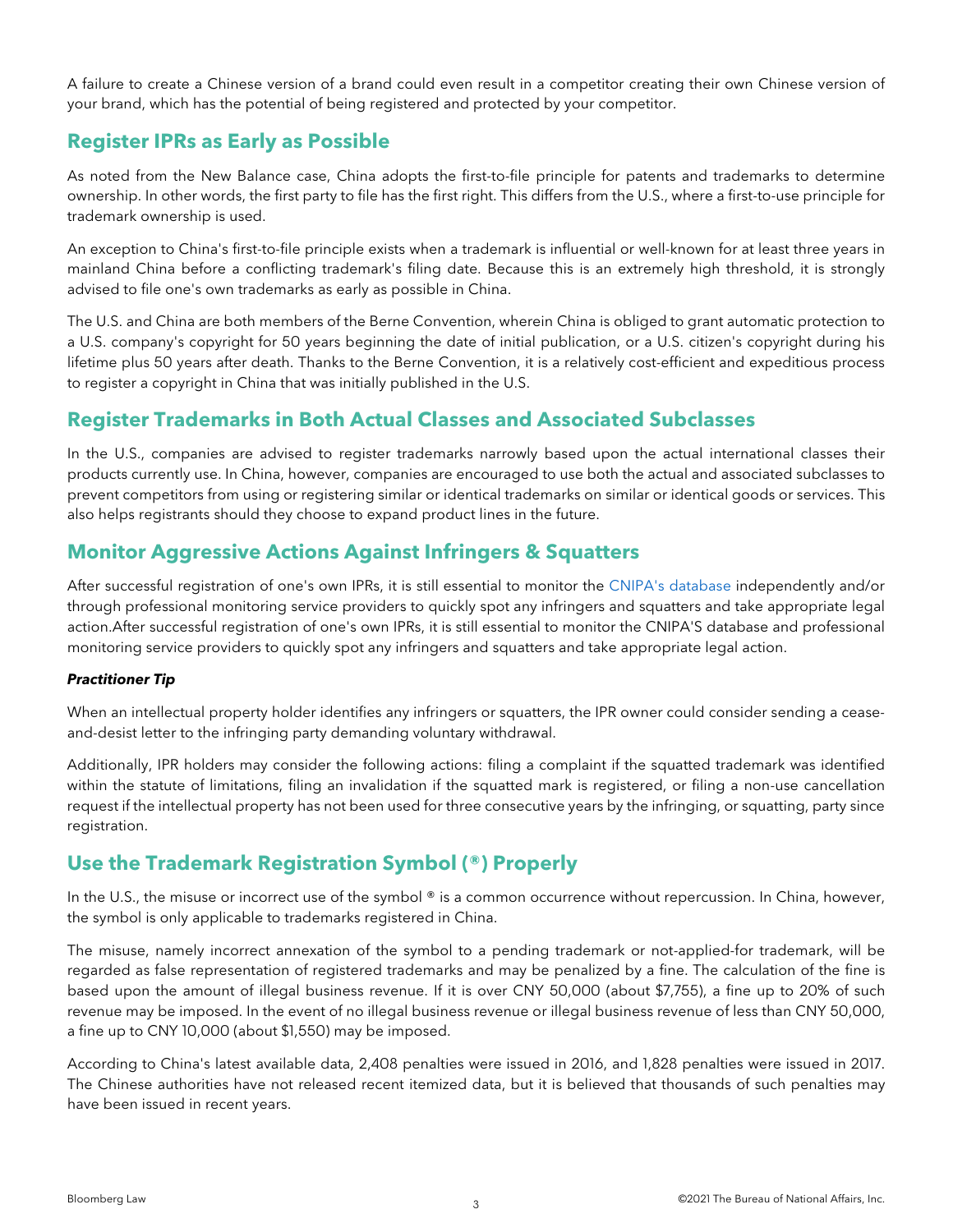A failure to create a Chinese version of a brand could even result in a competitor creating their own Chinese version of your brand, which has the potential of being registered and protected by your competitor.

## Register IPRs as Early as Possible

As noted from the New Balance case, China adopts the first-to-file principle for patents and trademarks to determine ownership. In other words, the first party to file has the first right. This differs from the U.S., where a first-to-use principle for trademark ownership is used.

An exception to China's first-to-file principle exists when a trademark is influential or well-known for at least three years in mainland China before a conflicting trademark's filing date. Because this is an extremely high threshold, it is strongly advised to file one's own trademarks as early as possible in China.

The U.S. and China are both members of the Berne Convention, wherein China is obliged to grant automatic protection to a U.S. company's copyright for 50 years beginning the date of initial publication, or a U.S. citizen's copyright during his lifetime plus 50 years after death. Thanks to the Berne Convention, it is a relatively cost-efficient and expeditious process to register a copyright in China that was initially published in the U.S.

## Register Trademarks in Both Actual Classes and Associated Subclasses

In the U.S., companies are advised to register trademarks narrowly based upon the actual international classes their products currently use. In China, however, companies are encouraged to use both the actual and associated subclasses to prevent competitors from using or registering similar or identical trademarks on similar or identical goods or services. This also helps registrants should they choose to expand product lines in the future.

## Monitor Aggressive Actions Against Infringers & Squatters

After successful registration of one's own IPRs, it is still essential to monitor the CNIPA's database independently and/or through professional monitoring service providers to quickly spot any infringers and squatters and take appropriate legal action.After successful registration of one's own IPRs, it is still essential to monitor the CNIPA'S database and professional monitoring service providers to quickly spot any infringers and squatters and take appropriate legal action.

***Practitioner Tip***

When an intellectual property holder identifies any infringers or squatters, the IPR owner could consider sending a cease-and-desist letter to the infringing party demanding voluntary withdrawal.

Additionally, IPR holders may consider the following actions: filing a complaint if the squatted trademark was identified within the statute of limitations, filing an invalidation if the squatted mark is registered, or filing a non-use cancellation request if the intellectual property has not been used for three consecutive years by the infringing, or squatting, party since registration.

## Use the Trademark Registration Symbol (®) Properly

In the U.S., the misuse or incorrect use of the symbol ® is a common occurrence without repercussion. In China, however, the symbol is only applicable to trademarks registered in China.

The misuse, namely incorrect annexation of the symbol to a pending trademark or not-applied-for trademark, will be regarded as false representation of registered trademarks and may be penalized by a fine. The calculation of the fine is based upon the amount of illegal business revenue. If it is over CNY 50,000 (about $7,755), a fine up to 20% of such revenue may be imposed. In the event of no illegal business revenue or illegal business revenue of less than CNY 50,000, a fine up to CNY 10,000 (about $1,550) may be imposed.

According to China's latest available data, 2,408 penalties were issued in 2016, and 1,828 penalties were issued in 2017. The Chinese authorities have not released recent itemized data, but it is believed that thousands of such penalties may have been issued in recent years.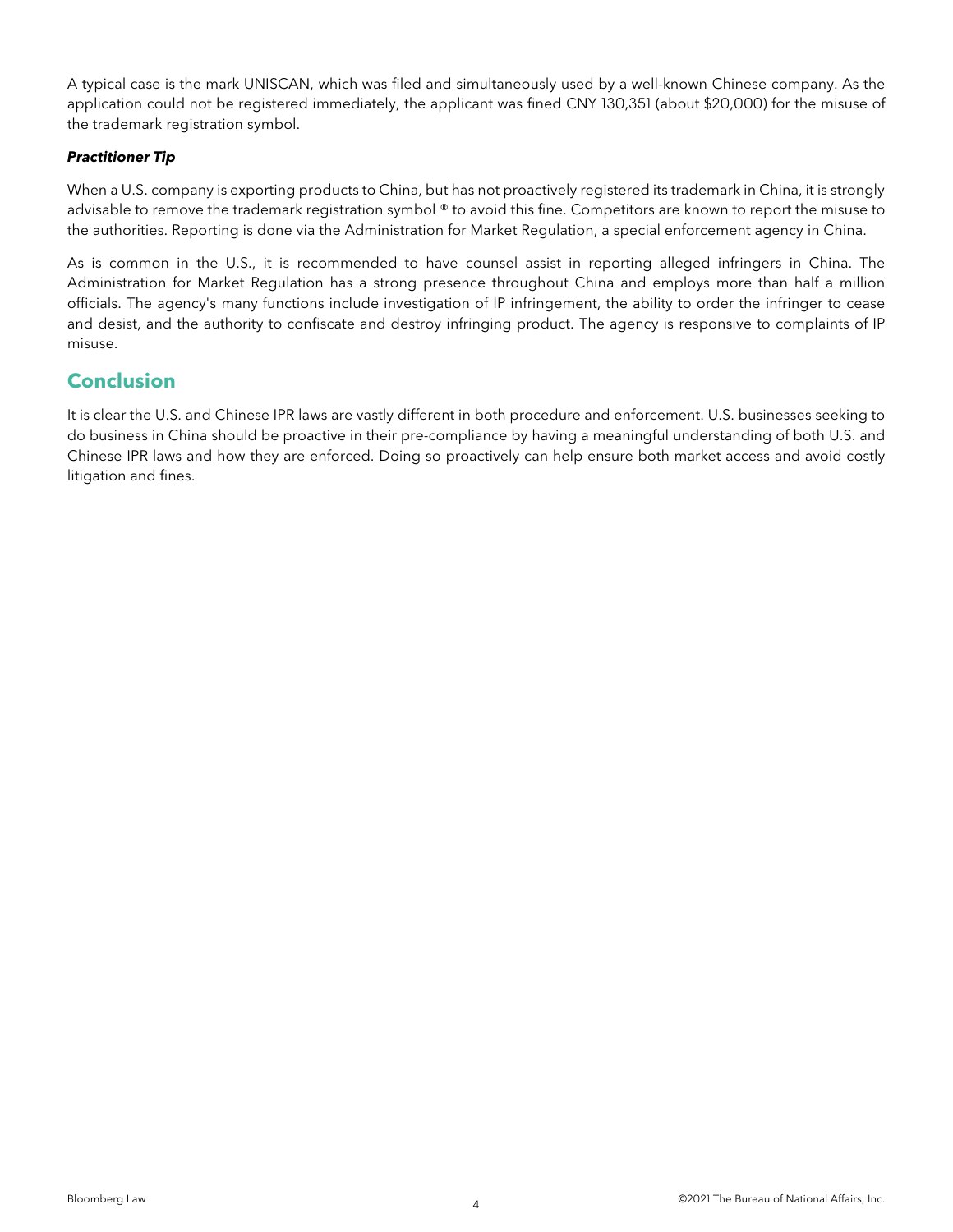A typical case is the mark UNISCAN, which was filed and simultaneously used by a well-known Chinese company. As the application could not be registered immediately, the applicant was fined CNY 130,351 (about $20,000) for the misuse of the trademark registration symbol.

***Practitioner Tip***

When a U.S. company is exporting products to China, but has not proactively registered its trademark in China, it is strongly advisable to remove the trademark registration symbol ® to avoid this fine. Competitors are known to report the misuse to the authorities. Reporting is done via the Administration for Market Regulation, a special enforcement agency in China.

As is common in the U.S., it is recommended to have counsel assist in reporting alleged infringers in China. The Administration for Market Regulation has a strong presence throughout China and employs more than half a million officials. The agency's many functions include investigation of IP infringement, the ability to order the infringer to cease and desist, and the authority to confiscate and destroy infringing product. The agency is responsive to complaints of IP misuse.

## Conclusion

It is clear the U.S. and Chinese IPR laws are vastly different in both procedure and enforcement. U.S. businesses seeking to do business in China should be proactive in their pre-compliance by having a meaningful understanding of both U.S. and Chinese IPR laws and how they are enforced. Doing so proactively can help ensure both market access and avoid costly litigation and fines.